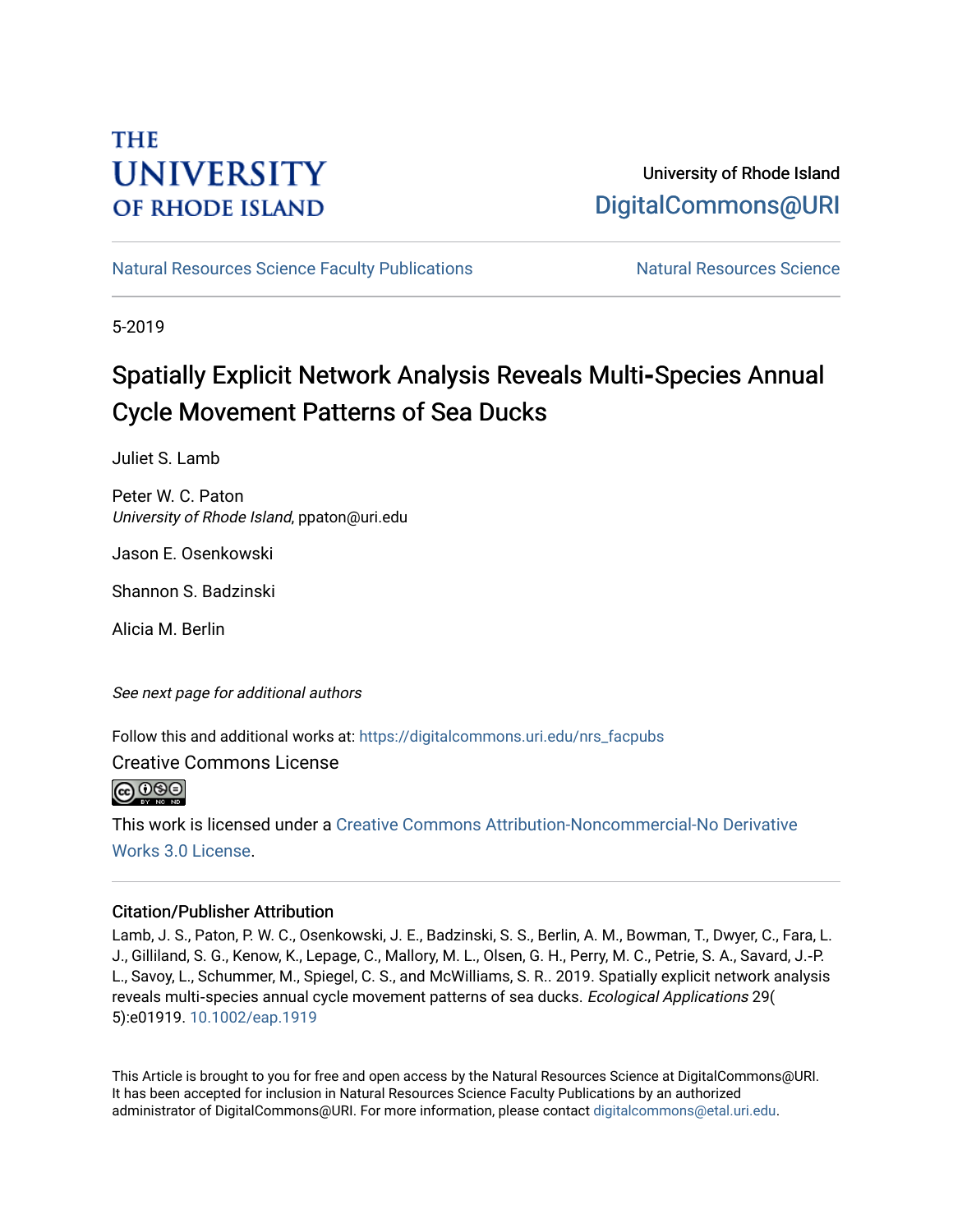THE UNIVERSITY OF RHODE ISLAND

University of Rhode Island
DigitalCommons@URI

Natural Resources Science Faculty Publications | Natural Resources Science

5-2019

# Spatially Explicit Network Analysis Reveals Multi-Species Annual Cycle Movement Patterns of Sea Ducks

Juliet S. Lamb

Peter W. C. Paton
*University of Rhode Island*, ppaton@uri.edu

Jason E. Osenkowski

Shannon S. Badzinski

Alicia M. Berlin

*See next page for additional authors*

Follow this and additional works at: https://digitalcommons.uri.edu/nrs_facpubs

Creative Commons License

This work is licensed under a Creative Commons Attribution-Noncommercial-No Derivative Works 3.0 License.

## Citation/Publisher Attribution

Lamb, J. S., Paton, P. W. C., Osenkowski, J. E., Badzinski, S. S., Berlin, A. M., Bowman, T., Dwyer, C., Fara, L. J., Gilliland, S. G., Kenow, K., Lepage, C., Mallory, M. L., Olsen, G. H., Perry, M. C., Petrie, S. A., Savard, J.-P. L., Savoy, L., Schummer, M., Spiegel, C. S., and McWilliams, S. R.. 2019. Spatially explicit network analysis reveals multi-species annual cycle movement patterns of sea ducks. *Ecological Applications* 29( 5):e01919. 10.1002/eap.1919

This Article is brought to you for free and open access by the Natural Resources Science at DigitalCommons@URI. It has been accepted for inclusion in Natural Resources Science Faculty Publications by an authorized administrator of DigitalCommons@URI. For more information, please contact digitalcommons@etal.uri.edu.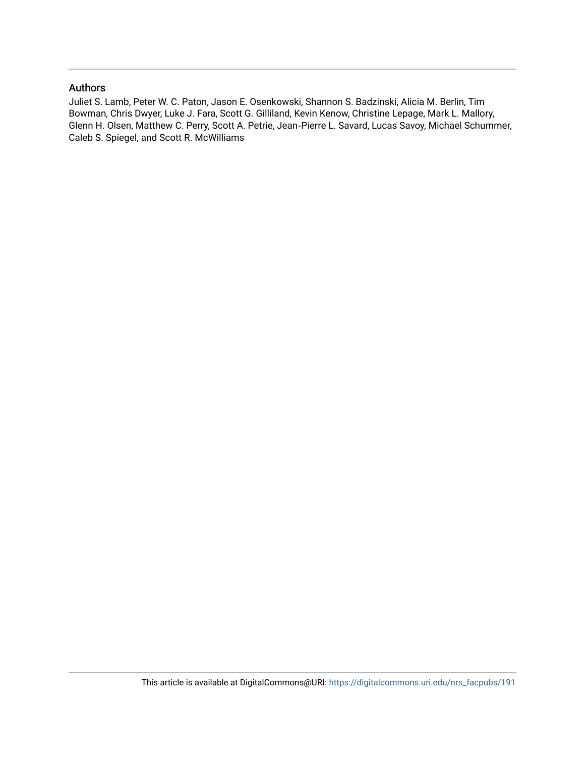## Authors

Juliet S. Lamb, Peter W. C. Paton, Jason E. Osenkowski, Shannon S. Badzinski, Alicia M. Berlin, Tim Bowman, Chris Dwyer, Luke J. Fara, Scott G. Gilliland, Kevin Kenow, Christine Lepage, Mark L. Mallory, Glenn H. Olsen, Matthew C. Perry, Scott A. Petrie, Jean-Pierre L. Savard, Lucas Savoy, Michael Schummer, Caleb S. Spiegel, and Scott R. McWilliams

This article is available at DigitalCommons@URI: https://digitalcommons.uri.edu/nrs_facpubs/191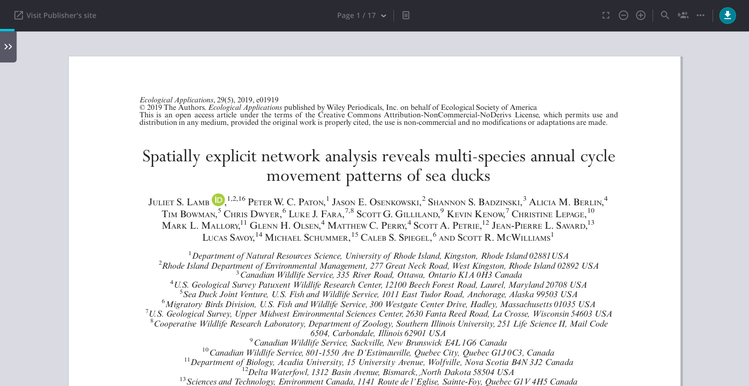*Ecological Applications*, 29(5), 2019, e01919
© 2019 The Authors. *Ecological Applications* published by Wiley Periodicals, Inc. on behalf of Ecological Society of America
This is an open access article under the terms of the Creative Commons Attribution-NonCommercial-NoDerivs License, which permits use and distribution in any medium, provided the original work is properly cited, the use is non-commercial and no modifications or adaptations are made.

# Spatially explicit network analysis reveals multi-species annual cycle movement patterns of sea ducks

Juliet S. Lamb[1,2,16] Peter W. C. Paton,[1] Jason E. Osenkowski,[2] Shannon S. Badzinski,[3] Alicia M. Berlin,[4] Tim Bowman,[5] Chris Dwyer,[6] Luke J. Fara,[7,8] Scott G. Gilliland,[9] Kevin Kenow,[7] Christine Lepage,[10] Mark L. Mallory,[11] Glenn H. Olsen,[4] Matthew C. Perry,[4] Scott A. Petrie,[12] Jean-Pierre L. Savard,[13] Lucas Savoy,[14] Michael Schummer,[15] Caleb S. Spiegel,[6] and Scott R. McWilliams[1]

[1]*Department of Natural Resources Science, University of Rhode Island, Kingston, Rhode Island 02881 USA*
[2]*Rhode Island Department of Environmental Management, 277 Great Neck Road, West Kingston, Rhode Island 02892 USA*
[3]*Canadian Wildlife Service, 335 River Road, Ottawa, Ontario K1A 0H3 Canada*
[4]*U.S. Geological Survey Patuxent Wildlife Research Center, 12100 Beech Forest Road, Laurel, Maryland 20708 USA*
[5]*Sea Duck Joint Venture, U.S. Fish and Wildlife Service, 1011 East Tudor Road, Anchorage, Alaska 99503 USA*
[6]*Migratory Birds Division, U.S. Fish and Wildlife Service, 300 Westgate Center Drive, Hadley, Massachusetts 01035 USA*
[7]*U.S. Geological Survey, Upper Midwest Environmental Sciences Center, 2630 Fanta Reed Road, La Crosse, Wisconsin 54603 USA*
[8]*Cooperative Wildlife Research Laboratory, Department of Zoology, Southern Illinois University, 251 Life Science II, Mail Code 6504, Carbondale, Illinois 62901 USA*
[9]*Canadian Wildlife Service, Sackville, New Brunswick E4L 1G6 Canada*
[10]*Canadian Wildlife Service, 801-1550 Ave D'Estimauville, Quebec City, Quebec G1J 0C3, Canada*
[11]*Department of Biology, Acadia University, 15 University Avenue, Wolfville, Nova Scotia B4N 3J2 Canada*
[12]*Delta Waterfowl, 1312 Basin Avenue, Bismarck, North Dakota 58504 USA*
[13]*Sciences and Technology, Environment Canada, 1141 Route de l'Eglise, Sainte-Foy, Quebec G1V 4H5 Canada*